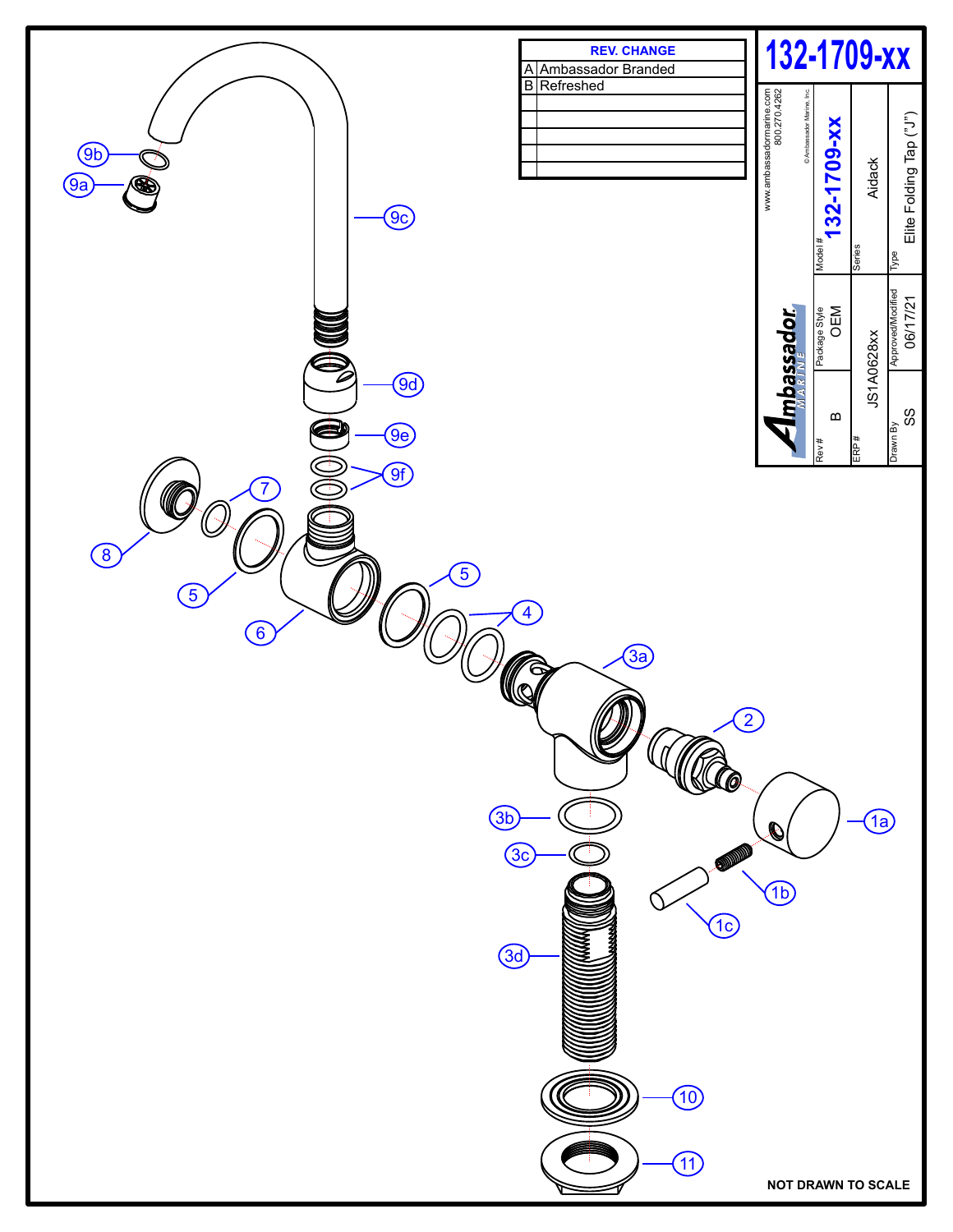# 132-1709-xx

| REV. | CHANGE |
|---|---|
| A | Ambassador Branded |
| B | Refreshed |

www.ambassadormarine.com
800.270.4262

© Ambassador Marine, Inc.

Ambassador MARINE

| Rev # | Package Style | Model # |
|---|---|---|
| B | OEM | 132-1709-xx |

| ERP # | Series |
|---|---|
| JS1A0628xx | Aidack |

| Drawn By | Approved/Modified | Type |
|---|---|---|
| SS | 06/17/21 | Elite Folding Tap ("J") |

9b, 9a, 9c, 9d, 9e, 9f, 7, 8, 5, 6, 5, 4, 3a, 2, 1a, 3b, 3c, 1b, 1c, 3d, 10, 11

**NOT DRAWN TO SCALE**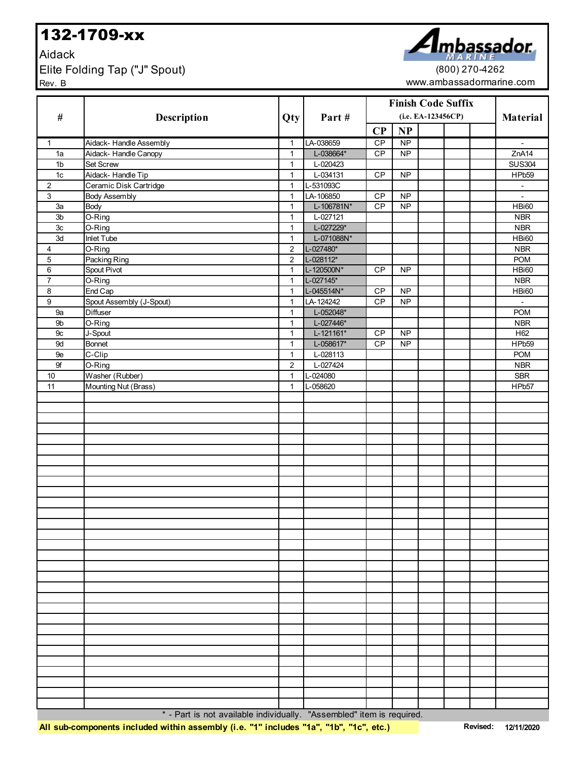# 132-1709-xx

Aidack

Elite Folding Tap ("J" Spout)

Rev. B

Ambassador Marine

(800) 270-4262

www.ambassadormarine.com

| # | Description | Qty | Part # | Finish Code Suffix (i.e. EA-123456CP) | | | | | Material |
|---|---|---|---|---|---|---|---|---|---|
| | | | | CP | NP | | | | |
| 1 | Aidack- Handle Assembly | 1 | LA-038659 | CP | NP | | | | - |
| 1a | Aidack- Handle Canopy | 1 | L-038664* | CP | NP | | | | ZnA14 |
| 1b | Set Screw | 1 | L-020423 | | | | | | SUS304 |
| 1c | Aidack- Handle Tip | 1 | L-034131 | CP | NP | | | | HPb59 |
| 2 | Ceramic Disk Cartridge | 1 | L-531093C | | | | | | - |
| 3 | Body Assembly | 1 | LA-106850 | CP | NP | | | | - |
| 3a | Body | 1 | L-106781N* | CP | NP | | | | HBi60 |
| 3b | O-Ring | 1 | L-027121 | | | | | | NBR |
| 3c | O-Ring | 1 | L-027229* | | | | | | NBR |
| 3d | Inlet Tube | 1 | L-071088N* | | | | | | HBi60 |
| 4 | O-Ring | 2 | L-027480* | | | | | | NBR |
| 5 | Packing Ring | 2 | L-028112* | | | | | | POM |
| 6 | Spout Pivot | 1 | L-120500N* | CP | NP | | | | HBi60 |
| 7 | O-Ring | 1 | L-027145* | | | | | | NBR |
| 8 | End Cap | 1 | L-045514N* | CP | NP | | | | HBi60 |
| 9 | Spout Assembly (J-Spout) | 1 | LA-124242 | CP | NP | | | | - |
| 9a | Diffuser | 1 | L-052048* | | | | | | POM |
| 9b | O-Ring | 1 | L-027446* | | | | | | NBR |
| 9c | J-Spout | 1 | L-121161* | CP | NP | | | | H62 |
| 9d | Bonnet | 1 | L-058617* | CP | NP | | | | HPb59 |
| 9e | C-Clip | 1 | L-028113 | | | | | | POM |
| 9f | O-Ring | 2 | L-027424 | | | | | | NBR |
| 10 | Washer (Rubber) | 1 | L-024080 | | | | | | SBR |
| 11 | Mounting Nut (Brass) | 1 | L-058620 | | | | | | HPb57 |

* - Part is not available individually. "Assembled" item is required.

**All sub-components included within assembly (i.e. "1" includes "1a", "1b", "1c", etc.)**

**Revised: 12/11/2020**